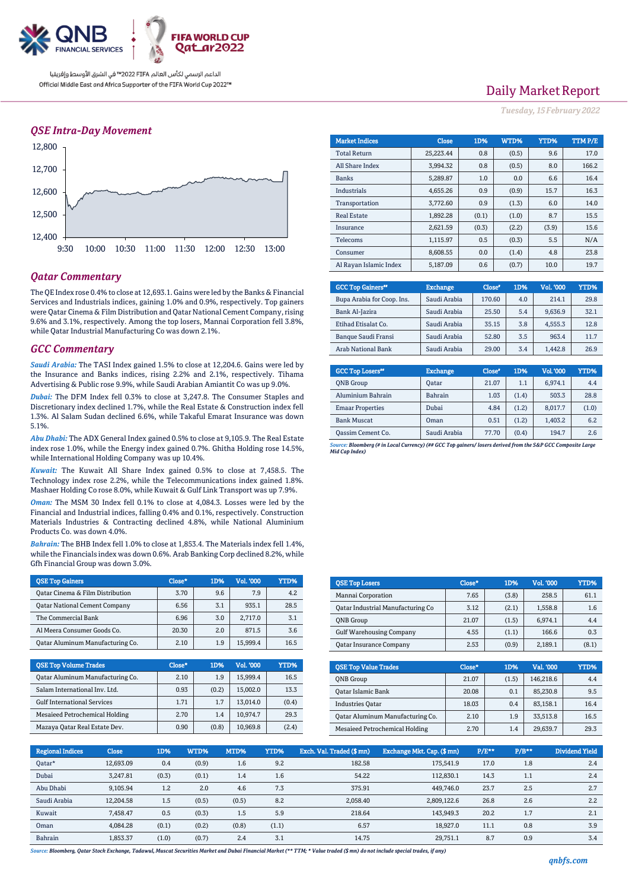# Daily Market Report

*Tuesday, 15 February 2022*

Official Middle East and Africa Supporter of the FIFA World Cup 2022™

الداعم الرسمي لكأس العالم FIFA 2022™ في الشرق الأوسط وإفريقيا

## QSE Intra-Day Movement

## Qatar Commentary

The QE Index rose 0.4% to close at 12,693.1. Gains were led by the Banks & Financial Services and Industrials indices, gaining 1.0% and 0.9%, respectively. Top gainers were Qatar Cinema & Film Distribution and Qatar National Cement Company, rising 9.6% and 3.1%, respectively. Among the top losers, Mannai Corporation fell 3.8%, while Qatar Industrial Manufacturing Co was down 2.1%.

## GCC Commentary

*Saudi Arabia:* The TASI Index gained 1.5% to close at 12,204.6. Gains were led by the Insurance and Banks indices, rising 2.2% and 2.1%, respectively. Tihama Advertising & Public rose 9.9%, while Saudi Arabian Amiantit Co was up 9.0%.

*Dubai:* The DFM Index fell 0.3% to close at 3,247.8. The Consumer Staples and Discretionary index declined 1.7%, while the Real Estate & Construction index fell 1.3%. Al Salam Sudan declined 6.6%, while Takaful Emarat Insurance was down 5.1%.

*Abu Dhabi:* The ADX General Index gained 0.5% to close at 9,105.9. The Real Estate index rose 1.0%, while the Energy index gained 0.7%. Ghitha Holding rose 14.5%, while International Holding Company was up 10.4%.

*Kuwait:* The Kuwait All Share Index gained 0.5% to close at 7,458.5. The Technology index rose 2.2%, while the Telecommunications index gained 1.8%. Mashaer Holding Co rose 8.0%, while Kuwait & Gulf Link Transport was up 7.9%.

*Oman:* The MSM 30 Index fell 0.1% to close at 4,084.3. Losses were led by the Financial and Industrial indices, falling 0.4% and 0.1%, respectively. Construction Materials Industries & Contracting declined 4.8%, while National Aluminium Products Co. was down 4.0%.

*Bahrain:* The BHB Index fell 1.0% to close at 1,853.4. The Materials index fell 1.4%, while the Financials index was down 0.6%. Arab Banking Corp declined 8.2%, while Gfh Financial Group was down 3.0%.

| Market Indices | Close | 1D% | WTD% | YTD% | TTM P/E |
|---|---|---|---|---|---|
| Total Return | 25,223.44 | 0.8 | (0.5) | 9.6 | 17.0 |
| All Share Index | 3,994.32 | 0.8 | (0.5) | 8.0 | 166.2 |
| Banks | 5,289.87 | 1.0 | 0.0 | 6.6 | 16.4 |
| Industrials | 4,655.26 | 0.9 | (0.9) | 15.7 | 16.3 |
| Transportation | 3,772.60 | 0.9 | (1.3) | 6.0 | 14.0 |
| Real Estate | 1,892.28 | (0.1) | (1.0) | 8.7 | 15.5 |
| Insurance | 2,621.59 | (0.3) | (2.2) | (3.9) | 15.6 |
| Telecoms | 1,115.97 | 0.5 | (0.3) | 5.5 | N/A |
| Consumer | 8,608.55 | 0.0 | (1.4) | 4.8 | 23.8 |
| Al Rayan Islamic Index | 5,187.09 | 0.6 | (0.7) | 10.0 | 19.7 |

| GCC Top Gainers## | Exchange | Close# | 1D% | Vol. '000 | YTD% |
|---|---|---|---|---|---|
| Bupa Arabia for Coop. Ins. | Saudi Arabia | 170.60 | 4.0 | 214.1 | 29.8 |
| Bank Al-Jazira | Saudi Arabia | 25.50 | 5.4 | 9,636.9 | 32.1 |
| Etihad Etisalat Co. | Saudi Arabia | 35.15 | 3.8 | 4,555.3 | 12.8 |
| Banque Saudi Fransi | Saudi Arabia | 52.80 | 3.5 | 963.4 | 11.7 |
| Arab National Bank | Saudi Arabia | 29.00 | 3.4 | 1,442.8 | 26.9 |

| GCC Top Losers## | Exchange | Close# | 1D% | Vol. '000 | YTD% |
|---|---|---|---|---|---|
| QNB Group | Qatar | 21.07 | 1.1 | 6,974.1 | 4.4 |
| Aluminium Bahrain | Bahrain | 1.03 | (1.4) | 503.3 | 28.8 |
| Emaar Properties | Dubai | 4.84 | (1.2) | 8,017.7 | (1.0) |
| Bank Muscat | Oman | 0.51 | (1.2) | 1,403.2 | 6.2 |
| Qassim Cement Co. | Saudi Arabia | 77.70 | (0.4) | 194.7 | 2.6 |

*Source: Bloomberg (# in Local Currency) (## GCC Top gainers/ losers derived from the S&P GCC Composite Large Mid Cap Index)*

| QSE Top Gainers | Close* | 1D% | Vol. '000 | YTD% |
|---|---|---|---|---|
| Qatar Cinema & Film Distribution | 3.70 | 9.6 | 7.9 | 4.2 |
| Qatar National Cement Company | 6.56 | 3.1 | 935.1 | 28.5 |
| The Commercial Bank | 6.96 | 3.0 | 2,717.0 | 3.1 |
| Al Meera Consumer Goods Co. | 20.30 | 2.0 | 871.5 | 3.6 |
| Qatar Aluminum Manufacturing Co. | 2.10 | 1.9 | 15,999.4 | 16.5 |

| QSE Top Losers | Close* | 1D% | Vol. '000 | YTD% |
|---|---|---|---|---|
| Mannai Corporation | 7.65 | (3.8) | 258.5 | 61.1 |
| Qatar Industrial Manufacturing Co | 3.12 | (2.1) | 1,558.8 | 1.6 |
| QNB Group | 21.07 | (1.5) | 6,974.1 | 4.4 |
| Gulf Warehousing Company | 4.55 | (1.1) | 166.6 | 0.3 |
| Qatar Insurance Company | 2.53 | (0.9) | 2,189.1 | (8.1) |

| QSE Top Volume Trades | Close* | 1D% | Vol. '000 | YTD% |
|---|---|---|---|---|
| Qatar Aluminum Manufacturing Co. | 2.10 | 1.9 | 15,999.4 | 16.5 |
| Salam International Inv. Ltd. | 0.93 | (0.2) | 15,002.0 | 13.3 |
| Gulf International Services | 1.71 | 1.7 | 13,014.0 | (0.4) |
| Mesaieed Petrochemical Holding | 2.70 | 1.4 | 10,974.7 | 29.3 |
| Mazaya Qatar Real Estate Dev. | 0.90 | (0.8) | 10,969.8 | (2.4) |

| QSE Top Value Trades | Close* | 1D% | Val. '000 | YTD% |
|---|---|---|---|---|
| QNB Group | 21.07 | (1.5) | 146,218.6 | 4.4 |
| Qatar Islamic Bank | 20.08 | 0.1 | 85,230.8 | 9.5 |
| Industries Qatar | 18.03 | 0.4 | 83,158.1 | 16.4 |
| Qatar Aluminum Manufacturing Co. | 2.10 | 1.9 | 33,513.8 | 16.5 |
| Mesaieed Petrochemical Holding | 2.70 | 1.4 | 29,639.7 | 29.3 |

| Regional Indices | Close | 1D% | WTD% | MTD% | YTD% | Exch. Val. Traded ($ mn) | Exchange Mkt. Cap. ($ mn) | P/E** | P/B** | Dividend Yield |
|---|---|---|---|---|---|---|---|---|---|---|
| Qatar* | 12,693.09 | 0.4 | (0.9) | 1.6 | 9.2 | 182.58 | 175,541.9 | 17.0 | 1.8 | 2.4 |
| Dubai | 3,247.81 | (0.3) | (0.1) | 1.4 | 1.6 | 54.22 | 112,830.1 | 14.3 | 1.1 | 2.4 |
| Abu Dhabi | 9,105.94 | 1.2 | 2.0 | 4.6 | 7.3 | 375.91 | 449,746.0 | 23.7 | 2.5 | 2.7 |
| Saudi Arabia | 12,204.58 | 1.5 | (0.5) | (0.5) | 8.2 | 2,058.40 | 2,809,122.6 | 26.8 | 2.6 | 2.2 |
| Kuwait | 7,458.47 | 0.5 | (0.3) | 1.5 | 5.9 | 218.64 | 143,949.3 | 20.2 | 1.7 | 2.1 |
| Oman | 4,084.28 | (0.1) | (0.2) | (0.8) | (1.1) | 6.57 | 18,927.0 | 11.1 | 0.8 | 3.9 |
| Bahrain | 1,853.37 | (1.0) | (0.7) | 2.4 | 3.1 | 14.75 | 29,751.1 | 8.7 | 0.9 | 3.4 |

*Source: Bloomberg, Qatar Stock Exchange, Tadawul, Muscat Securities Market and Dubai Financial Market (** TTM; * Value traded ($ mn) do not include special trades, if any)*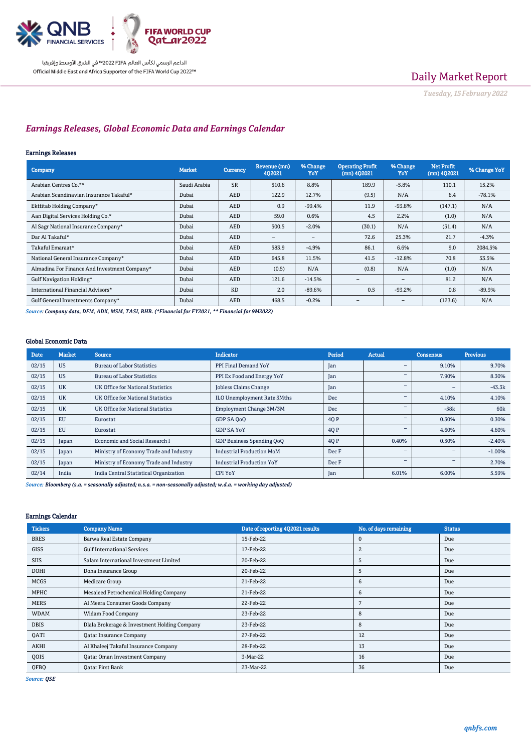## *Earnings Releases, Global Economic Data and Earnings Calendar*

### Earnings Releases

| Company | Market | Currency | Revenue (mn) 4Q2021 | % Change YoY | Operating Profit (mn) 4Q2021 | % Change YoY | Net Profit (mn) 4Q2021 | % Change YoY |
|---|---|---|---|---|---|---|---|---|
| Arabian Centres Co.** | Saudi Arabia | SR | 510.6 | 8.8% | 189.9 | -5.8% | 110.1 | 15.2% |
| Arabian Scandinavian Insurance Takaful* | Dubai | AED | 122.9 | 12.7% | (9.5) | N/A | 6.4 | -78.1% |
| Ekttitab Holding Company* | Dubai | AED | 0.9 | -99.4% | 11.9 | -93.8% | (147.1) | N/A |
| Aan Digital Services Holding Co.* | Dubai | AED | 59.0 | 0.6% | 4.5 | 2.2% | (1.0) | N/A |
| Al Sagr National Insurance Company* | Dubai | AED | 500.5 | -2.0% | (30.1) | N/A | (51.4) | N/A |
| Dar Al Takaful* | Dubai | AED | – | – | 72.6 | 25.3% | 21.7 | -4.3% |
| Takaful Emaraat* | Dubai | AED | 583.9 | -4.9% | 86.1 | 6.6% | 9.0 | 2084.5% |
| National General Insurance Company* | Dubai | AED | 645.8 | 11.5% | 41.5 | -12.8% | 70.8 | 53.5% |
| Almadina For Finance And Investment Company* | Dubai | AED | (0.5) | N/A | (0.8) | N/A | (1.0) | N/A |
| Gulf Navigation Holding* | Dubai | AED | 121.6 | -14.5% | – | – | 81.2 | N/A |
| International Financial Advisors* | Dubai | KD | 2.0 | -89.6% | 0.5 | -93.2% | 0.8 | -89.9% |
| Gulf General Investments Company* | Dubai | AED | 468.5 | -0.2% | – | – | (123.6) | N/A |

*Source: Company data, DFM, ADX, MSM, TASI, BHB. (*Financial for FY2021, ** Financial for 9M2022)*

### Global Economic Data

| Date | Market | Source | Indicator | Period | Actual | Consensus | Previous |
|---|---|---|---|---|---|---|---|
| 02/15 | US | Bureau of Labor Statistics | PPI Final Demand YoY | Jan | – | 9.10% | 9.70% |
| 02/15 | US | Bureau of Labor Statistics | PPI Ex Food and Energy YoY | Jan | – | 7.90% | 8.30% |
| 02/15 | UK | UK Office for National Statistics | Jobless Claims Change | Jan | – | – | -43.3k |
| 02/15 | UK | UK Office for National Statistics | ILO Unemployment Rate 3Mths | Dec | – | 4.10% | 4.10% |
| 02/15 | UK | UK Office for National Statistics | Employment Change 3M/3M | Dec | – | -58k | 60k |
| 02/15 | EU | Eurostat | GDP SA QoQ | 4Q P | – | 0.30% | 0.30% |
| 02/15 | EU | Eurostat | GDP SA YoY | 4Q P | – | 4.60% | 4.60% |
| 02/15 | Japan | Economic and Social Research I | GDP Business Spending QoQ | 4Q P | 0.40% | 0.50% | -2.40% |
| 02/15 | Japan | Ministry of Economy Trade and Industry | Industrial Production MoM | Dec F | – | – | -1.00% |
| 02/15 | Japan | Ministry of Economy Trade and Industry | Industrial Production YoY | Dec F | – | – | 2.70% |
| 02/14 | India | India Central Statistical Organization | CPI YoY | Jan | 6.01% | 6.00% | 5.59% |

*Source: Bloomberg (s.a. = seasonally adjusted; n.s.a. = non-seasonally adjusted; w.d.a. = working day adjusted)*

### Earnings Calendar

| Tickers | Company Name | Date of reporting 4Q2021 results | No. of days remaining | Status |
|---|---|---|---|---|
| BRES | Barwa Real Estate Company | 15-Feb-22 | 0 | Due |
| GISS | Gulf International Services | 17-Feb-22 | 2 | Due |
| SIIS | Salam International Investment Limited | 20-Feb-22 | 5 | Due |
| DOHI | Doha Insurance Group | 20-Feb-22 | 5 | Due |
| MCGS | Medicare Group | 21-Feb-22 | 6 | Due |
| MPHC | Mesaieed Petrochemical Holding Company | 21-Feb-22 | 6 | Due |
| MERS | Al Meera Consumer Goods Company | 22-Feb-22 | 7 | Due |
| WDAM | Widam Food Company | 23-Feb-22 | 8 | Due |
| DBIS | Dlala Brokerage & Investment Holding Company | 23-Feb-22 | 8 | Due |
| QATI | Qatar Insurance Company | 27-Feb-22 | 12 | Due |
| AKHI | Al Khaleej Takaful Insurance Company | 28-Feb-22 | 13 | Due |
| QOIS | Qatar Oman Investment Company | 3-Mar-22 | 16 | Due |
| QFBQ | Qatar First Bank | 23-Mar-22 | 36 | Due |

*Source: QSE*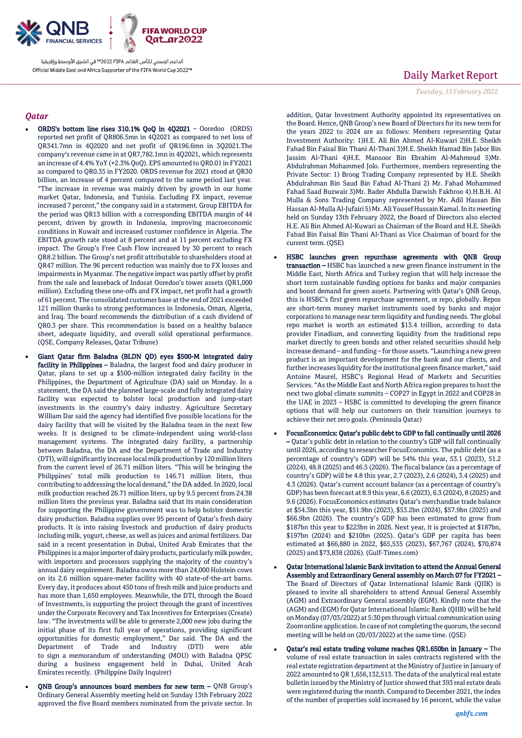## Qatar

- **ORDS's bottom line rises 310.1% QoQ in 4Q2021** – Ooredoo (ORDS) reported net profit of QR806.5mn in 4Q2021 as compared to net loss of QR341.7mn in 4Q2020 and net profit of QR196.6mn in 3Q2021.The company's revenue came in at QR7,782.1mn in 4Q2021, which represents an increase of 4.4% YoY (+2.3% QoQ). EPS amounted to QR0.01 in FY2021 as compared to QR0.35 in FY2020. ORDS revenue for 2021 stood at QR30 billion, an increase of 4 percent compared to the same period last year. "The increase in revenue was mainly driven by growth in our home market Qatar, Indonesia, and Tunisia. Excluding FX impact, revenue increased 7 percent," the company said in a statement. Group EBITDA for the period was QR13 billion with a corresponding EBITDA margin of 44 percent, driven by growth in Indonesia, improving macroeconomic conditions in Kuwait and increased customer confidence in Algeria. The EBITDA growth rate stood at 8 percent and at 11 percent excluding FX impact. The Group's Free Cash Flow increased by 30 percent to reach QR8.2 billion. The Group's net profit attributable to shareholders stood at QR47 million. The 96 percent reduction was mainly due to FX losses and impairments in Myanmar. The negative impact was partly offset by profit from the sale and leaseback of Indosat Ooredoo's tower assets (QR1,000 million). Excluding these one-offs and FX impact, net profit had a growth of 61 percent. The consolidated customer base at the end of 2021 exceeded 121 million thanks to strong performances in Indonesia, Oman, Algeria, and Iraq. The board recommends the distribution of a cash dividend of QR0.3 per share. This recommendation is based on a healthy balance sheet, adequate liquidity, and overall solid operational performance. (QSE, Company Releases, Qatar Tribune)

- **Giant Qatar firm Baladna (BLDN QD) eyes $500-M integrated dairy facility in Philippines** – Baladna, the largest food and dairy producer in Qatar, plans to set up a $500-million integrated dairy facility in the Philippines, the Department of Agriculture (DA) said on Monday. In a statement, the DA said the planned large-scale and fully integrated dairy facility was expected to bolster local production and jump-start investments in the country's dairy industry. Agriculture Secretary William Dar said the agency had identified five possible locations for the dairy facility that will be visited by the Baladna team in the next few weeks. It is designed to be climate-independent using world-class management systems. The integrated dairy facility, a partnership between Baladna, the DA and the Department of Trade and Industry (DTI), will significantly increase local milk production by 120 million liters from the current level of 26.71 million liters. "This will be bringing the Philippines' total milk production to 146.71 million liters, thus contributing to addressing the local demand," the DA added. In 2020, local milk production reached 26.71 million liters, up by 9.5 percent from 24.38 million liters the previous year. Baladna said that its main consideration for supporting the Philippine government was to help bolster domestic dairy production. Baladna supplies over 95 percent of Qatar's fresh dairy products. It is into raising livestock and production of dairy products including milk, yogurt, cheese, as well as juices and animal fertilizers. Dar said in a recent presentation in Dubai, United Arab Emirates that the Philippines is a major importer of dairy products, particularly milk powder, with importers and processors supplying the majority of the country's annual dairy requirement. Baladna owns more than 24,000 Holstein cows on its 2.6 million square-meter facility with 40 state-of-the-art barns. Every day, it produces about 450 tons of fresh milk and juice products and has more than 1,650 employees. Meanwhile, the DTI, through the Board of Investments, is supporting the project through the grant of incentives under the Corporate Recovery and Tax Incentives for Enterprises (Create) law. "The investments will be able to generate 2,000 new jobs during the initial phase of its first full year of operations, providing significant opportunities for domestic employment," Dar said. The DA and the Department of Trade and Industry (DTI) were able to sign a memorandum of understanding (MOU) with Baladna QPSC during a business engagement held in Dubai, United Arab Emirates recently. (Philippine Daily Inquirer)

- **QNB Group's announces board members for new term** – QNB Group's Ordinary General Assembly meeting held on Sunday 13th February 2022 approved the five Board members nominated from the private sector. In addition, Qatar Investment Authority appointed its representatives on the Board. Hence, QNB Group's new Board of Directors for its new term for the years 2022 to 2024 are as follows: Members representing Qatar Investment Authority: 1)H.E. Ali Bin Ahmed Al-Kuwari 2)H.E. Sheikh Fahad Bin Faisal Bin Thani Al-Thani 3)H.E. Sheikh Hamad Bin Jabor Bin Jassim Al-Thani 4)H.E. Mansoor Bin Ebrahim Al-Mahmoud 5)Mr. Abdulrahman Mohammed Jolo. Furthermore, members representing the Private Sector: 1) Broog Trading Company represented by H.E. Sheikh Abdulrahman Bin Saud Bin Fahad Al-Thani 2) Mr. Fahad Mohammed Fahad Saad Buzwair 3)Mr. Bader Abdulla Darwish Fakhroo 4).H.B.H. Al Mulla & Sons Trading Company represented by Mr. Adil Hassan Bin Hassan Al-Mulla Al-Jufairi 5) Mr. Ali Yousef Hussain Kamal. In its meeting held on Sunday 13th February 2022, the Board of Directors also elected H.E. Ali Bin Ahmed Al-Kuwari as Chairman of the Board and H.E. Sheikh Fahad Bin Faisal Bin Thani Al-Thani as Vice Chairman of board for the current term. (QSE)

- **HSBC launches green repurchase agreements with QNB Group transaction** – HSBC has launched a new green finance instrument in the Middle East, North Africa and Turkey region that will help increase the short term sustainable funding options for banks and major companies and boost demand for green assets. Partnering with Qatar's QNB Group, this is HSBC's first green repurchase agreement, or repo, globally. Repos are short-term money market instruments used by banks and major corporations to manage near term liquidity and funding needs. The global repo market is worth an estimated $13.4 trillion, according to data provider Finadium, and connecting liquidity from the traditional repo market directly to green bonds and other related securities should help increase demand – and funding – for those assets. "Launching a new green product is an important development for the bank and our clients, and further increases liquidity for the institutional green finance market," said Antoine Maurel, HSBC's Regional Head of Markets and Securities Services. "As the Middle East and North Africa region prepares to host the next two global climate summits – COP27 in Egypt in 2022 and COP28 in the UAE in 2023 – HSBC is committed to developing the green finance options that will help our customers on their transition journeys to achieve their net zero goals. (Peninsula Qatar)

- **FocusEconomics: Qatar's public debt to GDP to fall continually until 2026** – Qatar's public debt in relation to the country's GDP will fall continually until 2026, according to researcher FocusEconomics. The public debt (as a percentage of country's GDP) will be 54% this year, 53.1 (2023), 51.2 (2024), 48.8 (2025) and 46.5 (2026). The fiscal balance (as a percentage of country's GDP) will be 4.8 this year, 2.7 (2023), 2.6 (2024), 3.4 (2025) and 4.3 (2026). Qatar's current account balance (as a percentage of country's GDP) has been forecast at 8.9 this year, 6.6 (2023), 6.3 (2024), 8 (2025) and 9.6 (2026). FocusEconomics estimates Qatar's merchandise trade balance at $54.3bn this year, $51.9bn (2023), $53.2bn (2024), $57.9bn (2025) and $66.9bn (2026). The country's GDP has been estimated to grow from $187bn this year to $223bn in 2026. Next year, it is projected at $187bn, $197bn (2024) and $210bn (2025). Qatar's GDP per capita has been estimated at $66,880 in 2022, $65,535 (2023), $67,767 (2024), $70,874 (2025) and $73,838 (2026). (Gulf-Times.com)

- **Qatar International Islamic Bank invitation to attend the Annual General Assembly and Extraordinary General assembly on March 07 for FY2021** – The Board of Directors of Qatar International Islamic Bank (QIIK) is pleased to invite all shareholders to attend Annual General Assembly (AGM) and Extraordinary General assembly (EGM). Kindly note that the (AGM) and (EGM) for Qatar International Islamic Bank (QIIB) will be held on Monday (07/03/2022) at 5:30 pm through virtual communication using Zoom online application. In case of not completing the quorum, the second meeting will be held on (20/03/2022) at the same time. (QSE)

- **Qatar's real estate trading volume reaches QR1.650bn in January** – The volume of real estate transaction in sales contracts registered with the real estate registration department at the Ministry of Justice in January of 2022 amounted to QR 1,656,132,513. The data of the analytical real estate bulletin issued by the Ministry of Justice showed that 393 real estate deals were registered during the month. Compared to December 2021, the index of the number of properties sold increased by 16 percent, while the value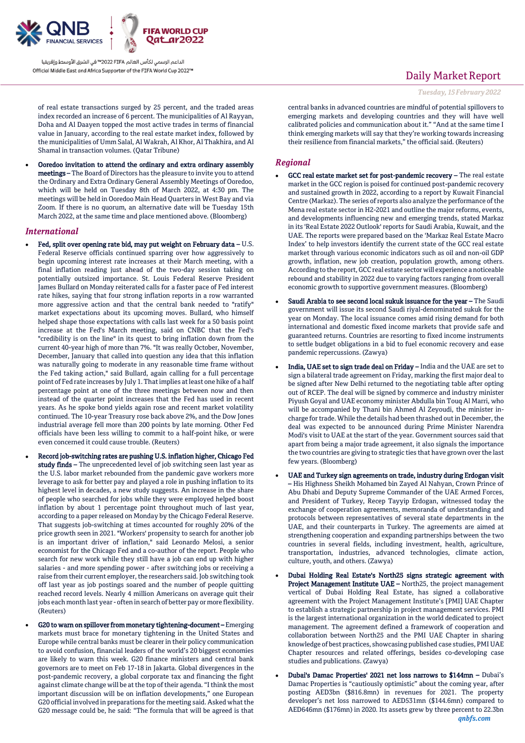of real estate transactions surged by 25 percent, and the traded areas index recorded an increase of 6 percent. The municipalities of Al Rayyan, Doha and Al Daayen topped the most active trades in terms of financial value in January, according to the real estate market index, followed by the municipalities of Umm Salal, Al Wakrah, Al Khor, Al Thakhira, and Al Shamal in transaction volumes. (Qatar Tribune)

- **Ooredoo invitation to attend the ordinary and extra ordinary assembly meetings –** The Board of Directors has the pleasure to invite you to attend the Ordinary and Extra Ordinary General Assembly Meetings of Ooredoo, which will be held on Tuesday 8th of March 2022, at 4:30 pm. The meetings will be held in Ooredoo Main Head Quarters in West Bay and via Zoom. If there is no quorum, an alternative date will be Tuesday 15th March 2022, at the same time and place mentioned above. (Bloomberg)

## International

- **Fed, split over opening rate bid, may put weight on February data –** U.S. Federal Reserve officials continued sparring over how aggressively to begin upcoming interest rate increases at their March meeting, with a final inflation reading just ahead of the two-day session taking on potentially outsized importance. St. Louis Federal Reserve President James Bullard on Monday reiterated calls for a faster pace of Fed interest rate hikes, saying that four strong inflation reports in a row warranted more aggressive action and that the central bank needed to "ratify" market expectations about its upcoming moves. Bullard, who himself helped shape those expectations with calls last week for a 50 basis point increase at the Fed's March meeting, said on CNBC that the Fed's "credibility is on the line" in its quest to bring inflation down from the current 40-year high of more than 7%. "It was really October, November, December, January that called into question any idea that this inflation was naturally going to moderate in any reasonable time frame without the Fed taking action," said Bullard, again calling for a full percentage point of Fed rate increases by July 1. That implies at least one hike of a half percentage point at one of the three meetings between now and then instead of the quarter point increases that the Fed has used in recent years. As he spoke bond yields again rose and recent market volatility continued. The 10-year Treasury rose back above 2%, and the Dow Jones industrial average fell more than 200 points by late morning. Other Fed officials have been less willing to commit to a half-point hike, or were even concerned it could cause trouble. (Reuters)

- **Record job-switching rates are pushing U.S. inflation higher, Chicago Fed study finds –** The unprecedented level of job switching seen last year as the U.S. labor market rebounded from the pandemic gave workers more leverage to ask for better pay and played a role in pushing inflation to its highest level in decades, a new study suggests. An increase in the share of people who searched for jobs while they were employed helped boost inflation by about 1 percentage point throughout much of last year, according to a paper released on Monday by the Chicago Federal Reserve. That suggests job-switching at times accounted for roughly 20% of the price growth seen in 2021. "Workers' propensity to search for another job is an important driver of inflation," said Leonardo Melosi, a senior economist for the Chicago Fed and a co-author of the report. People who search for new work while they still have a job can end up with higher salaries - and more spending power - after switching jobs or receiving a raise from their current employer, the researchers said. Job switching took off last year as job postings soared and the number of people quitting reached record levels. Nearly 4 million Americans on average quit their jobs each month last year - often in search of better pay or more flexibility. (Reuters)

- **G20 to warn on spillover from monetary tightening-document –** Emerging markets must brace for monetary tightening in the United States and Europe while central banks must be clearer in their policy communication to avoid confusion, financial leaders of the world's 20 biggest economies are likely to warn this week. G20 finance ministers and central bank governors are to meet on Feb 17-18 in Jakarta. Global divergences in the post-pandemic recovery, a global corporate tax and financing the fight against climate change will be at the top of their agenda. "I think the most important discussion will be on inflation developments," one European G20 official involved in preparations for the meeting said. Asked what the G20 message could be, he said: "The formula that will be agreed is that central banks in advanced countries are mindful of potential spillovers to emerging markets and developing countries and they will have well calibrated policies and communication about it." "And at the same time I think emerging markets will say that they're working towards increasing their resilience from financial markets," the official said. (Reuters)

## Regional

- **GCC real estate market set for post-pandemic recovery –** The real estate market in the GCC region is poised for continued post-pandemic recovery and sustained growth in 2022, according to a report by Kuwait Financial Centre (Markaz). The series of reports also analyze the performance of the Mena real estate sector in H2-2021 and outline the major reforms, events, and developments influencing new and emerging trends, stated Markaz in its 'Real Estate 2022 Outlook' reports for Saudi Arabia, Kuwait, and the UAE. The reports were prepared based on the 'Markaz Real Estate Macro Index' to help investors identify the current state of the GCC real estate market through various economic indicators such as oil and non-oil GDP growth, inflation, new job creation, population growth, among others. According to the report, GCC real estate sector will experience a noticeable rebound and stability in 2022 due to varying factors ranging from overall economic growth to supportive government measures. (Bloomberg)

- **Saudi Arabia to see second local sukuk issuance for the year –** The Saudi government will issue its second Saudi riyal-denominated sukuk for the year on Monday. The local issuance comes amid rising demand for both international and domestic fixed income markets that provide safe and guaranteed returns. Countries are resorting to fixed income instruments to settle budget obligations in a bid to fuel economic recovery and ease pandemic repercussions. (Zawya)

- **India, UAE set to sign trade deal on Friday –** India and the UAE are set to sign a bilateral trade agreement on Friday, marking the first major deal to be signed after New Delhi returned to the negotiating table after opting out of RCEP. The deal will be signed by commerce and industry minister Piyush Goyal and UAE economy minister Abdulla bin Touq Al Marri, who will be accompanied by Thani bin Ahmed Al Zeyoudi, the minister in-charge for trade. While the details had been thrashed out in December, the deal was expected to be announced during Prime Minister Narendra Modi's visit to UAE at the start of the year. Government sources said that apart from being a major trade agreement, it also signals the importance the two countries are giving to strategic ties that have grown over the last few years. (Bloomberg)

- **UAE and Turkey sign agreements on trade, industry during Erdogan visit –** His Highness Sheikh Mohamed bin Zayed Al Nahyan, Crown Prince of Abu Dhabi and Deputy Supreme Commander of the UAE Armed Forces, and President of Turkey, Recep Tayyip Erdogan, witnessed today the exchange of cooperation agreements, memoranda of understanding and protocols between representatives of several state departments in the UAE, and their counterparts in Turkey. The agreements are aimed at strengthening cooperation and expanding partnerships between the two countries in several fields, including investment, health, agriculture, transportation, industries, advanced technologies, climate action, culture, youth, and others. (Zawya)

- **Dubai Holding Real Estate's North25 signs strategic agreement with Project Management Institute UAE –** North25, the project management vertical of Dubai Holding Real Estate, has signed a collaborative agreement with the Project Management Institute's [PMI] UAE Chapter to establish a strategic partnership in project management services. PMI is the largest international organization in the world dedicated to project management. The agreement defined a framework of cooperation and collaboration between North25 and the PMI UAE Chapter in sharing knowledge of best practices, showcasing published case studies, PMI UAE Chapter resources and related offerings, besides co-developing case studies and publications. (Zawya)

- **Dubai's Damac Properties' 2021 net loss narrows to $144mn –** Dubai's Damac Properties is "cautiously optimistic" about the coming year, after posting AED3bn ($816.8mn) in revenues for 2021. The property developer's net loss narrowed to AED531mn ($144.6mn) compared to AED646mn ($176mn) in 2020. Its assets grew by three percent to 22.3bn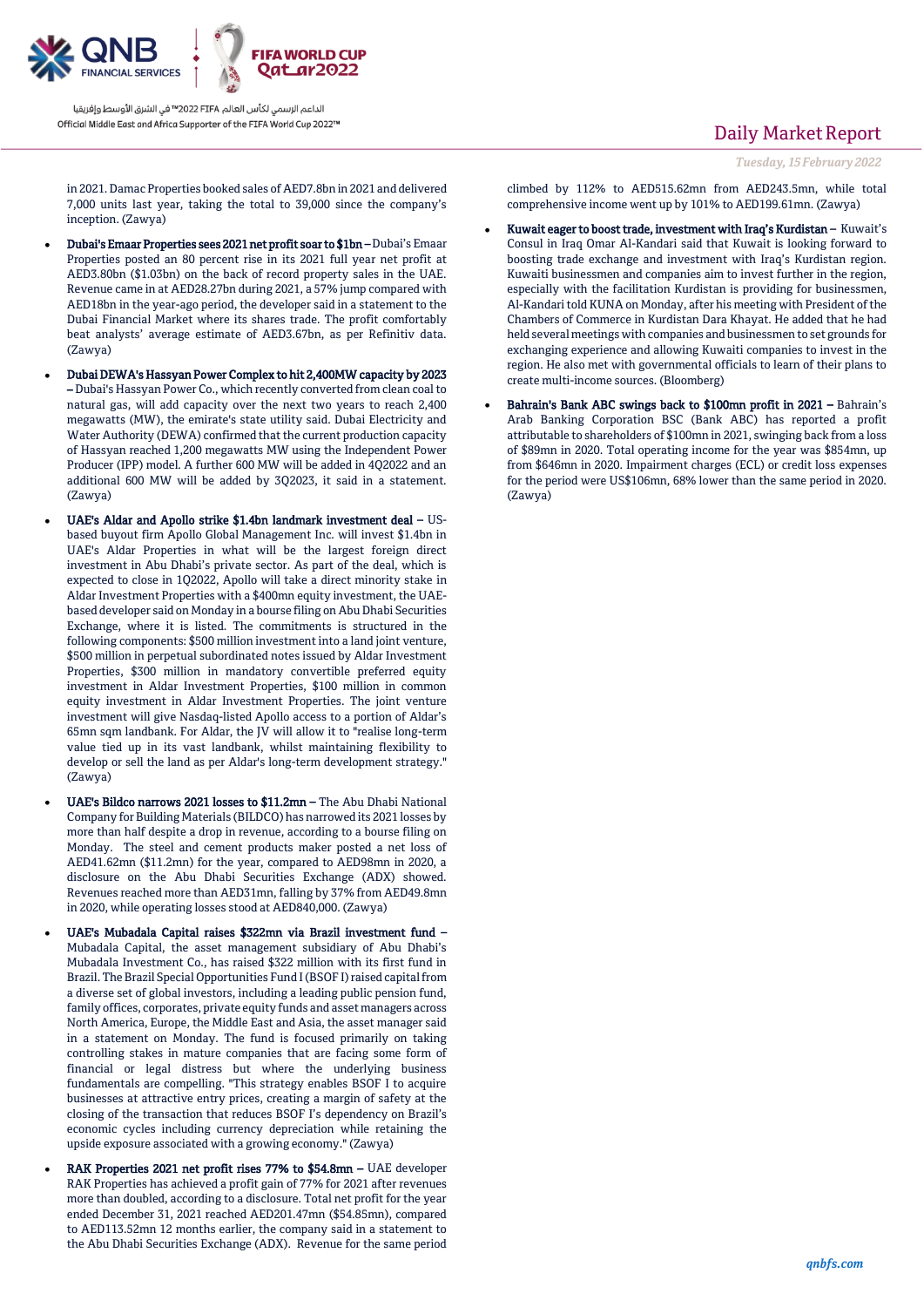in 2021. Damac Properties booked sales of AED7.8bn in 2021 and delivered 7,000 units last year, taking the total to 39,000 since the company's inception. (Zawya)

- **Dubai's Emaar Properties sees 2021 net profit soar to $1bn –** Dubai's Emaar Properties posted an 80 percent rise in its 2021 full year net profit at AED3.80bn ($1.03bn) on the back of record property sales in the UAE. Revenue came in at AED28.27bn during 2021, a 57% jump compared with AED18bn in the year-ago period, the developer said in a statement to the Dubai Financial Market where its shares trade. The profit comfortably beat analysts' average estimate of AED3.67bn, as per Refinitiv data. (Zawya)
- **Dubai DEWA's Hassyan Power Complex to hit 2,400MW capacity by 2023 –** Dubai's Hassyan Power Co., which recently converted from clean coal to natural gas, will add capacity over the next two years to reach 2,400 megawatts (MW), the emirate's state utility said. Dubai Electricity and Water Authority (DEWA) confirmed that the current production capacity of Hassyan reached 1,200 megawatts MW using the Independent Power Producer (IPP) model. A further 600 MW will be added in 4Q2022 and an additional 600 MW will be added by 3Q2023, it said in a statement. (Zawya)
- **UAE's Aldar and Apollo strike $1.4bn landmark investment deal –** US-based buyout firm Apollo Global Management Inc. will invest $1.4bn in UAE's Aldar Properties in what will be the largest foreign direct investment in Abu Dhabi's private sector. As part of the deal, which is expected to close in 1Q2022, Apollo will take a direct minority stake in Aldar Investment Properties with a $400mn equity investment, the UAE-based developer said on Monday in a bourse filing on Abu Dhabi Securities Exchange, where it is listed. The commitments is structured in the following components: $500 million investment into a land joint venture, $500 million in perpetual subordinated notes issued by Aldar Investment Properties, $300 million in mandatory convertible preferred equity investment in Aldar Investment Properties, $100 million in common equity investment in Aldar Investment Properties. The joint venture investment will give Nasdaq-listed Apollo access to a portion of Aldar's 65mn sqm landbank. For Aldar, the JV will allow it to "realise long-term value tied up in its vast landbank, whilst maintaining flexibility to develop or sell the land as per Aldar's long-term development strategy." (Zawya)
- **UAE's Bildco narrows 2021 losses to $11.2mn –** The Abu Dhabi National Company for Building Materials (BILDCO) has narrowed its 2021 losses by more than half despite a drop in revenue, according to a bourse filing on Monday. The steel and cement products maker posted a net loss of AED41.62mn ($11.2mn) for the year, compared to AED98mn in 2020, a disclosure on the Abu Dhabi Securities Exchange (ADX) showed. Revenues reached more than AED31mn, falling by 37% from AED49.8mn in 2020, while operating losses stood at AED840,000. (Zawya)
- **UAE's Mubadala Capital raises $322mn via Brazil investment fund –** Mubadala Capital, the asset management subsidiary of Abu Dhabi's Mubadala Investment Co., has raised $322 million with its first fund in Brazil. The Brazil Special Opportunities Fund I (BSOF I) raised capital from a diverse set of global investors, including a leading public pension fund, family offices, corporates, private equity funds and asset managers across North America, Europe, the Middle East and Asia, the asset manager said in a statement on Monday. The fund is focused primarily on taking controlling stakes in mature companies that are facing some form of financial or legal distress but where the underlying business fundamentals are compelling. "This strategy enables BSOF I to acquire businesses at attractive entry prices, creating a margin of safety at the closing of the transaction that reduces BSOF I's dependency on Brazil's economic cycles including currency depreciation while retaining the upside exposure associated with a growing economy." (Zawya)
- **RAK Properties 2021 net profit rises 77% to $54.8mn –** UAE developer RAK Properties has achieved a profit gain of 77% for 2021 after revenues more than doubled, according to a disclosure. Total net profit for the year ended December 31, 2021 reached AED201.47mn ($54.85mn), compared to AED113.52mn 12 months earlier, the company said in a statement to the Abu Dhabi Securities Exchange (ADX). Revenue for the same period climbed by 112% to AED515.62mn from AED243.5mn, while total comprehensive income went up by 101% to AED199.61mn. (Zawya)
- **Kuwait eager to boost trade, investment with Iraq's Kurdistan –** Kuwait's Consul in Iraq Omar Al-Kandari said that Kuwait is looking forward to boosting trade exchange and investment with Iraq's Kurdistan region. Kuwaiti businessmen and companies aim to invest further in the region, especially with the facilitation Kurdistan is providing for businessmen, Al-Kandari told KUNA on Monday, after his meeting with President of the Chambers of Commerce in Kurdistan Dara Khayat. He added that he had held several meetings with companies and businessmen to set grounds for exchanging experience and allowing Kuwaiti companies to invest in the region. He also met with governmental officials to learn of their plans to create multi-income sources. (Bloomberg)
- **Bahrain's Bank ABC swings back to $100mn profit in 2021 –** Bahrain's Arab Banking Corporation BSC (Bank ABC) has reported a profit attributable to shareholders of $100mn in 2021, swinging back from a loss of $89mn in 2020. Total operating income for the year was $854mn, up from $646mn in 2020. Impairment charges (ECL) or credit loss expenses for the period were US$106mn, 68% lower than the same period in 2020. (Zawya)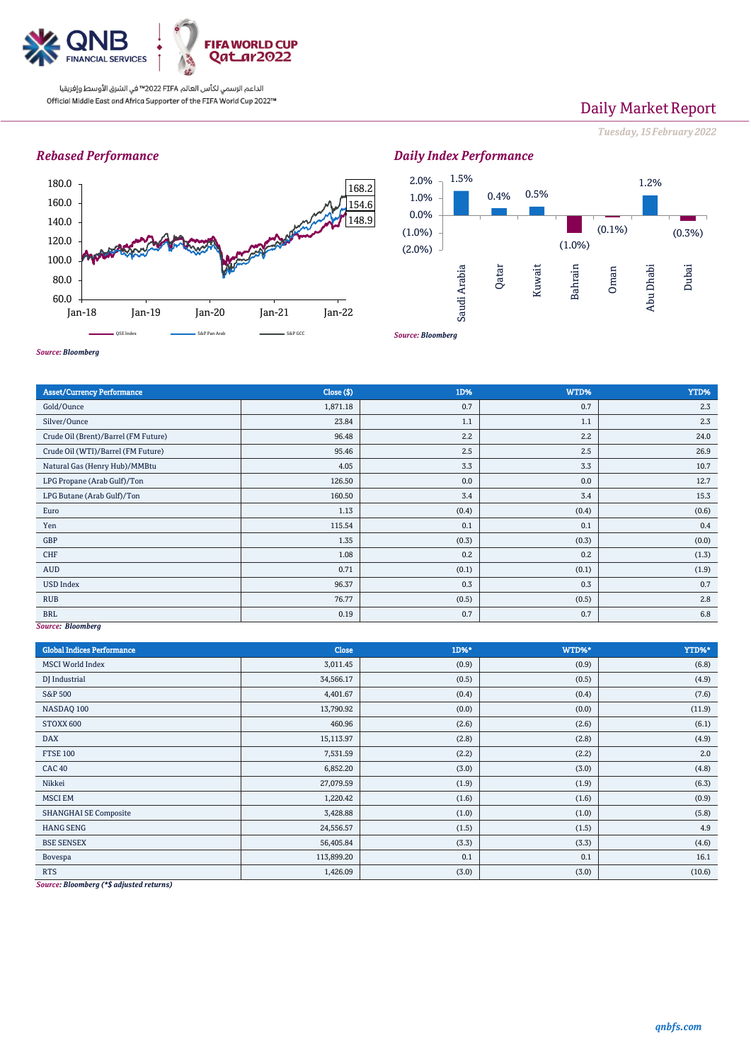Official Middle East and Africa Supporter of the FIFA World Cup 2022™

# Daily Market Report

*Tuesday, 15 February 2022*

## *Rebased Performance*

*Source: Bloomberg*

## *Daily Index Performance*

*Source: Bloomberg*

| Asset/Currency Performance | Close ($) | 1D% | WTD% | YTD% |
|---|---|---|---|---|
| Gold/Ounce | 1,871.18 | 0.7 | 0.7 | 2.3 |
| Silver/Ounce | 23.84 | 1.1 | 1.1 | 2.3 |
| Crude Oil (Brent)/Barrel (FM Future) | 96.48 | 2.2 | 2.2 | 24.0 |
| Crude Oil (WTI)/Barrel (FM Future) | 95.46 | 2.5 | 2.5 | 26.9 |
| Natural Gas (Henry Hub)/MMBtu | 4.05 | 3.3 | 3.3 | 10.7 |
| LPG Propane (Arab Gulf)/Ton | 126.50 | 0.0 | 0.0 | 12.7 |
| LPG Butane (Arab Gulf)/Ton | 160.50 | 3.4 | 3.4 | 15.3 |
| Euro | 1.13 | (0.4) | (0.4) | (0.6) |
| Yen | 115.54 | 0.1 | 0.1 | 0.4 |
| GBP | 1.35 | (0.3) | (0.3) | (0.0) |
| CHF | 1.08 | 0.2 | 0.2 | (1.3) |
| AUD | 0.71 | (0.1) | (0.1) | (1.9) |
| USD Index | 96.37 | 0.3 | 0.3 | 0.7 |
| RUB | 76.77 | (0.5) | (0.5) | 2.8 |
| BRL | 0.19 | 0.7 | 0.7 | 6.8 |

*Source: Bloomberg*

| Global Indices Performance | Close | 1D%* | WTD%* | YTD%* |
|---|---|---|---|---|
| MSCI World Index | 3,011.45 | (0.9) | (0.9) | (6.8) |
| DJ Industrial | 34,566.17 | (0.5) | (0.5) | (4.9) |
| S&P 500 | 4,401.67 | (0.4) | (0.4) | (7.6) |
| NASDAQ 100 | 13,790.92 | (0.0) | (0.0) | (11.9) |
| STOXX 600 | 460.96 | (2.6) | (2.6) | (6.1) |
| DAX | 15,113.97 | (2.8) | (2.8) | (4.9) |
| FTSE 100 | 7,531.59 | (2.2) | (2.2) | 2.0 |
| CAC 40 | 6,852.20 | (3.0) | (3.0) | (4.8) |
| Nikkei | 27,079.59 | (1.9) | (1.9) | (6.3) |
| MSCI EM | 1,220.42 | (1.6) | (1.6) | (0.9) |
| SHANGHAI SE Composite | 3,428.88 | (1.0) | (1.0) | (5.8) |
| HANG SENG | 24,556.57 | (1.5) | (1.5) | 4.9 |
| BSE SENSEX | 56,405.84 | (3.3) | (3.3) | (4.6) |
| Bovespa | 113,899.20 | 0.1 | 0.1 | 16.1 |
| RTS | 1,426.09 | (3.0) | (3.0) | (10.6) |

*Source: Bloomberg (*$ adjusted returns)*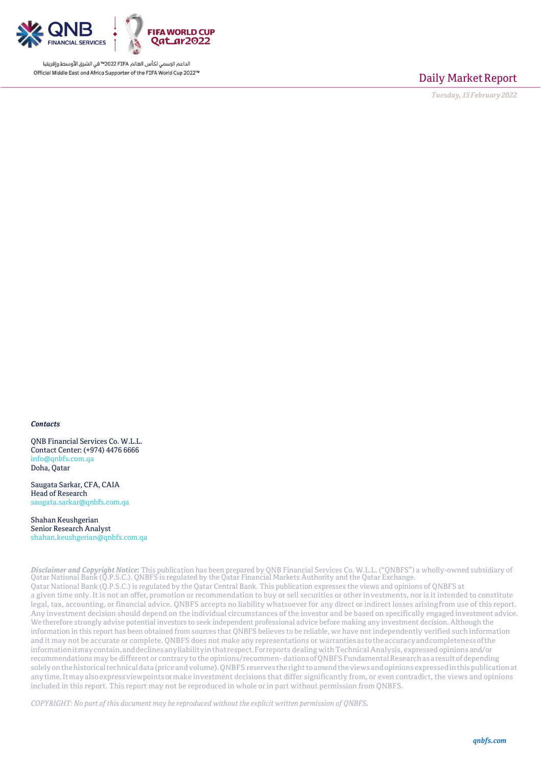الداعم الرسمي لكأس العالم FIFA 2022™ في الشرق الأوسط وإفريقيا

Official Middle East and Africa Supporter of the FIFA World Cup 2022™

# Daily Market Report

*Tuesday, 15 February 2022*

***Contacts***

QNB Financial Services Co. W.L.L.
Contact Center: (+974) 4476 6666
info@qnbfs.com.qa
Doha, Qatar

Saugata Sarkar, CFA, CAIA
Head of Research
saugata.sarkar@qnbfs.com.qa

Shahan Keushgerian
Senior Research Analyst
shahan.keushgerian@qnbfs.com.qa

***Disclaimer and Copyright Notice:*** This publication has been prepared by QNB Financial Services Co. W.L.L. ("QNBFS") a wholly-owned subsidiary of Qatar National Bank (Q.P.S.C.). QNBFS is regulated by the Qatar Financial Markets Authority and the Qatar Exchange. Qatar National Bank (Q.P.S.C.) is regulated by the Qatar Central Bank. This publication expresses the views and opinions of QNBFS at a given time only. It is not an offer, promotion or recommendation to buy or sell securities or other investments, nor is it intended to constitute legal, tax, accounting, or financial advice. QNBFS accepts no liability whatsoever for any direct or indirect losses arising from use of this report. Any investment decision should depend on the individual circumstances of the investor and be based on specifically engaged investment advice. We therefore strongly advise potential investors to seek independent professional advice before making any investment decision. Although the information in this report has been obtained from sources that QNBFS believes to be reliable, we have not independently verified such information and it may not be accurate or complete. QNBFS does not make any representations or warranties as to the accuracy and completeness of the information it may contain, and declines any liability in that respect. For reports dealing with Technical Analysis, expressed opinions and/or recommendations may be different or contrary to the opinions/recommen- dations of QNBFS Fundamental Research as a result of depending solely on the historical technical data (price and volume). QNBFS reserves the right to amend the views and opinions expressed in this publication at any time. It may also express viewpoints or make investment decisions that differ significantly from, or even contradict, the views and opinions included in this report. This report may not be reproduced in whole or in part without permission from QNBFS.

*COPYRIGHT: No part of this document may be reproduced without the explicit written permission of QNBFS.*

*qnbfs.com*